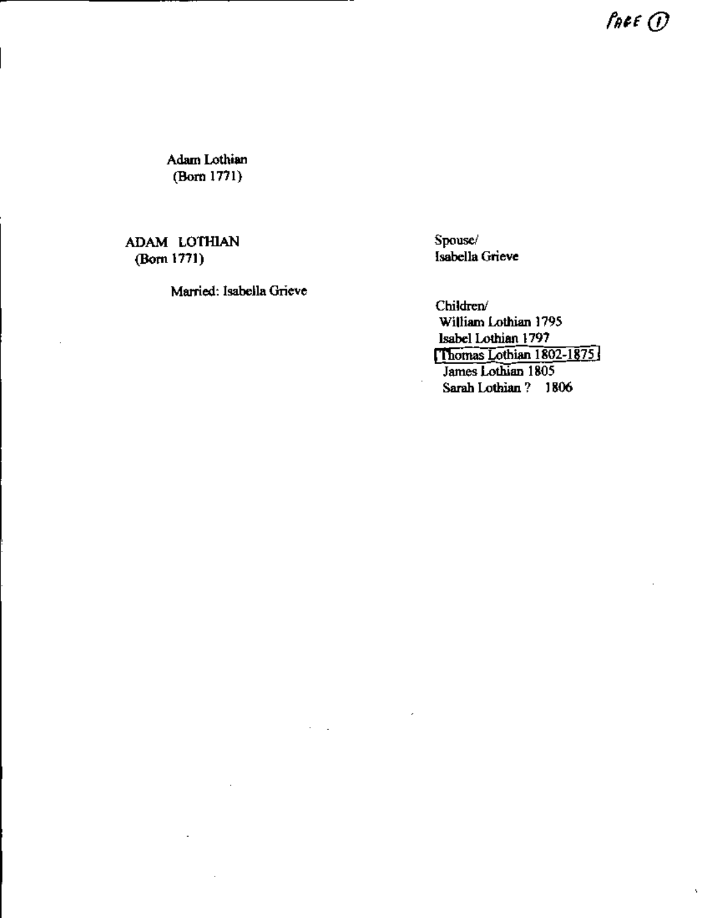Adam Lothian
(Born 1771)

ADAM LOTHIAN
(Born 1771)

Married: Isabella Grieve

Spouse/
Isabella Grieve

Children/
William Lothian 1795
Isabel Lothian 1797
Thomas Lothian 1802-1875
James Lothian 1805
Sarah Lothian ? 1806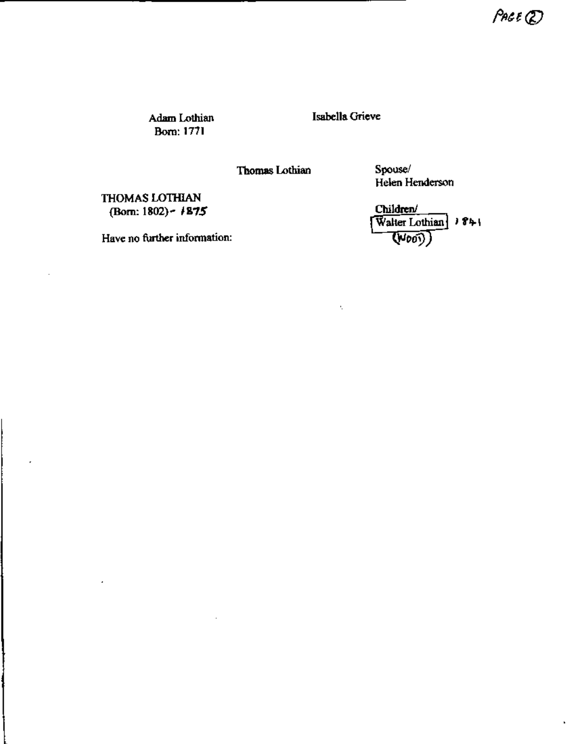Adam Lothian
Born: 1771

Isabella Grieve

Thomas Lothian

Spouse/
Helen Henderson

THOMAS LOTHIAN
(Born: 1802)- 1875

Have no further information:

Children/
Walter Lothian 1841
(W001)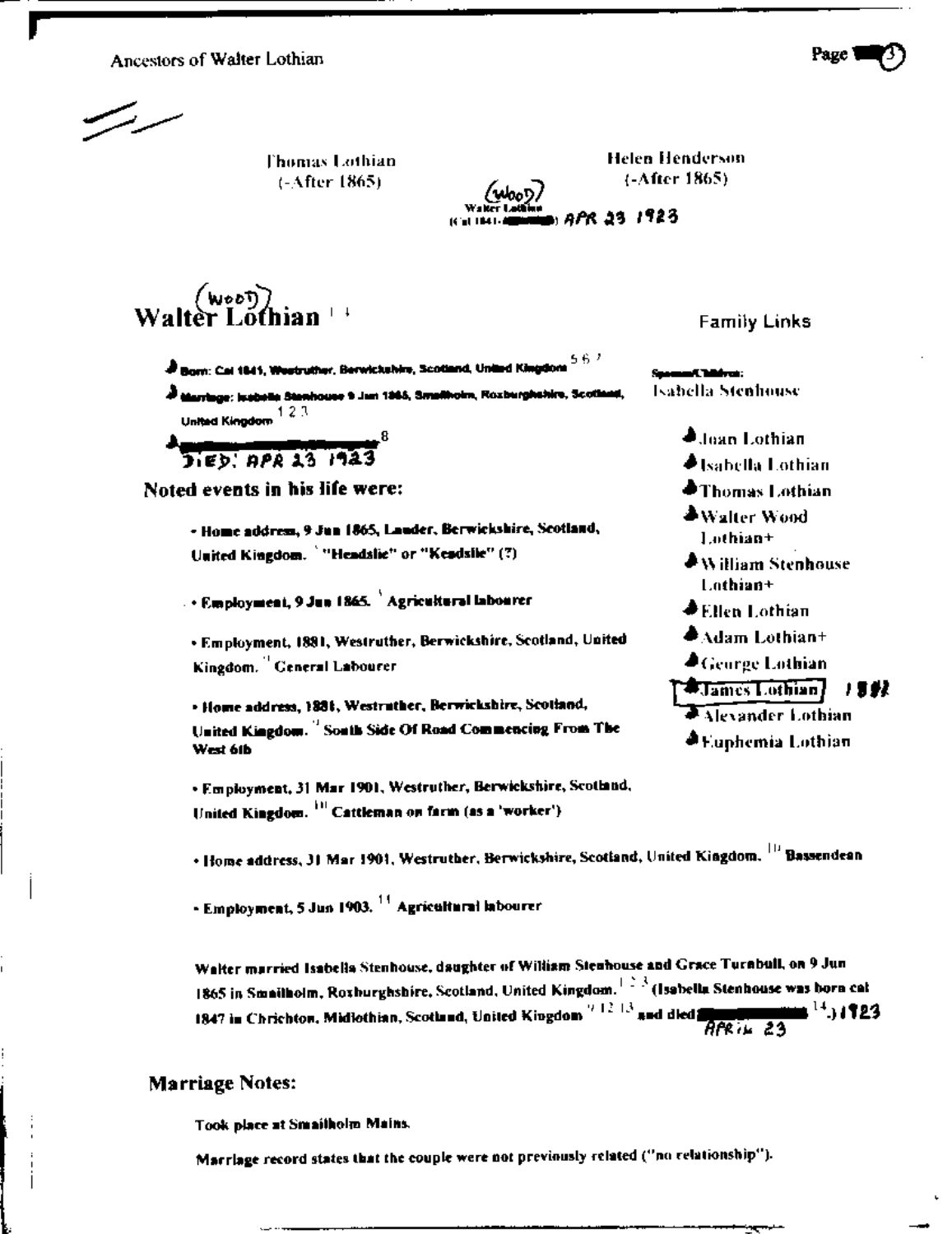Thomas Lothian
(-After 1865)

Helen Henderson
(-After 1865)

(Wood)
Walter Lothian
(Cal 1841-) APR 23 1923

# Walter (Wood) Lothian [1 4]

- Born: Cal 1841, Westruther, Berwickshire, Scotland, United Kingdom [5 6 7]
- Marriage: Isabella Stenhouse 9 Jun 1865, Smailholm, Roxburghshire, Scotland, United Kingdom [1 2 3]
- DIED: APR 23 1923 [8]

**Family Links**

Spouses/Children:
Isabella Stenhouse

- Joan Lothian
- Isabella Lothian
- Thomas Lothian
- Walter Wood Lothian+
- William Stenhouse Lothian+
- Ellen Lothian
- Adam Lothian+
- George Lothian
- James Lothian 1881
- Alexander Lothian
- Euphemia Lothian

## Noted events in his life were:

- Home address, 9 Jun 1865, Lauder, Berwickshire, Scotland, United Kingdom. [5] "Headslie" or "Keadslie" (?)
- Employment, 9 Jun 1865. [5] Agricultural labourer
- Employment, 1881, Westruther, Berwickshire, Scotland, United Kingdom. [9] General Labourer
- Home address, 1881, Westruther, Berwickshire, Scotland, United Kingdom. [9] South Side Of Road Commencing From The West 6th
- Employment, 31 Mar 1901, Westruther, Berwickshire, Scotland, United Kingdom. [10] Cattleman on farm (as a 'worker')
- Home address, 31 Mar 1901, Westruther, Berwickshire, Scotland, United Kingdom. [10] Bassendean
- Employment, 5 Jun 1903. [11] Agricultural labourer

Walter married Isabella Stenhouse, daughter of William Stenhouse and Grace Turnbull, on 9 Jun 1865 in Smailholm, Roxburghshire, Scotland, United Kingdom.[1 2 3] (Isabella Stenhouse was born cal 1847 in Chrichton, Midlothian, Scotland, United Kingdom [9 12 13] and died APRIL 23 [14].) 1923

## Marriage Notes:

Took place at Smailholm Mains.

Marriage record states that the couple were not previously related ("no relationship").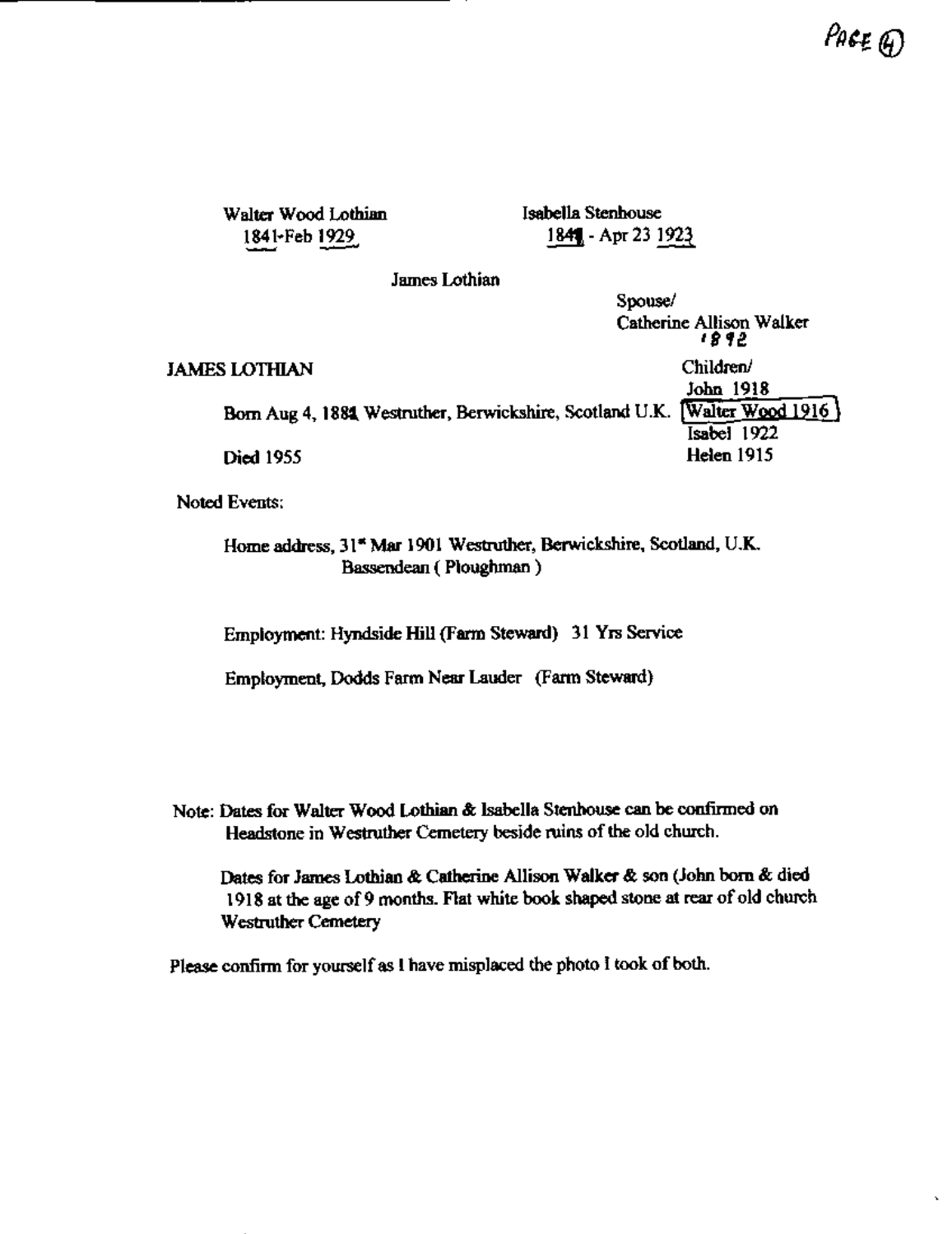Walter Wood Lothian
1841-Feb 1929

Isabella Stenhouse
1841 - Apr 23 1923

James Lothian

Spouse/
Catherine Allison Walker
1892

JAMES LOTHIAN

Born Aug 4, 1881 Westruther, Berwickshire, Scotland U.K.

Died 1955

Children/
John 1918
Walter Wood 1916
Isabel 1922
Helen 1915

Noted Events:

Home address, 31st Mar 1901 Westruther, Berwickshire, Scotland, U.K.
Bassendean ( Ploughman )

Employment: Hyndside Hill (Farm Steward) 31 Yrs Service

Employment, Dodds Farm Near Lauder (Farm Steward)

Note: Dates for Walter Wood Lothian & Isabella Stenhouse can be confirmed on Headstone in Westruther Cemetery beside ruins of the old church.

Dates for James Lothian & Catherine Allison Walker & son (John born & died 1918 at the age of 9 months. Flat white book shaped stone at rear of old church Westruther Cemetery

Please confirm for yourself as I have misplaced the photo I took of both.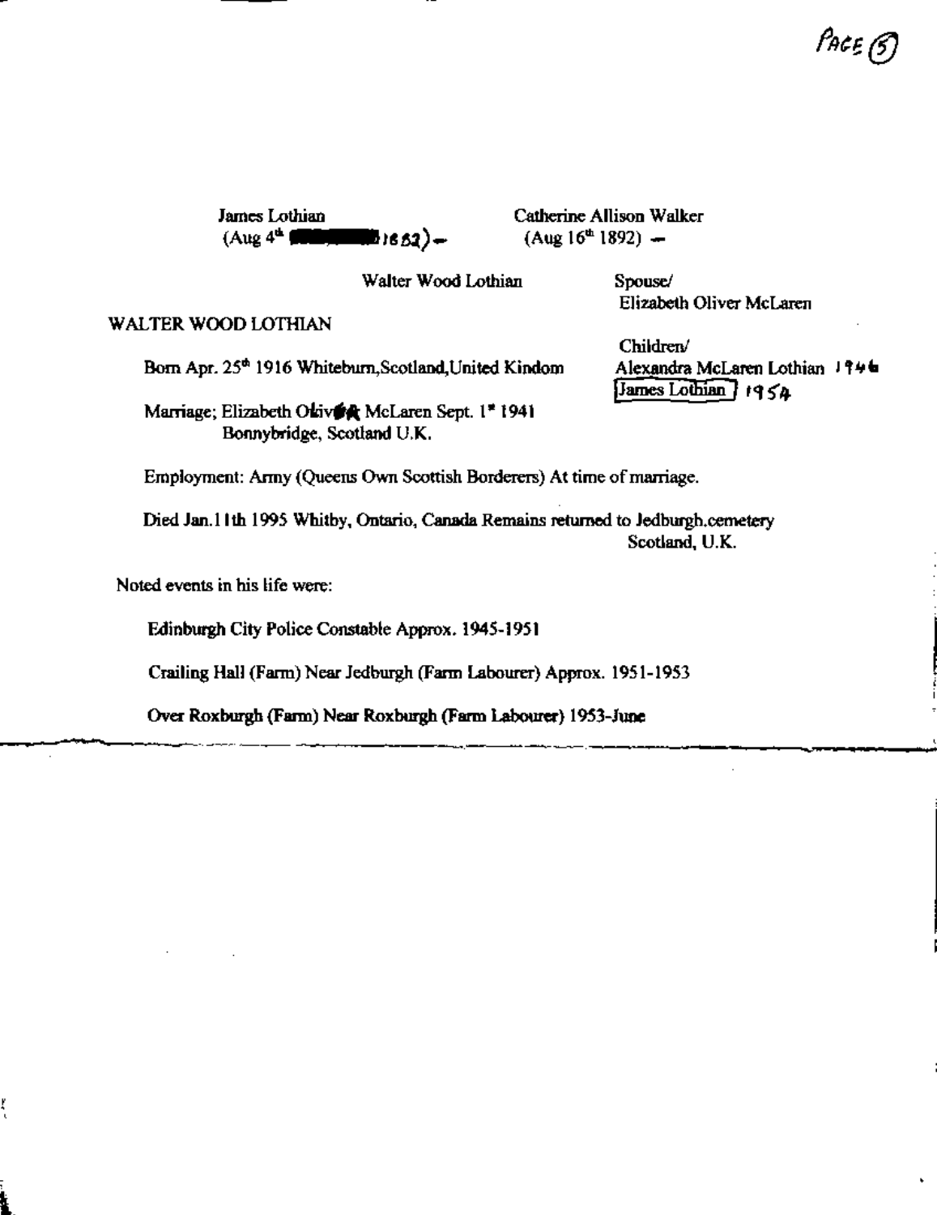James Lothian
(Aug 4th ██████ 1882) –

Catherine Allison Walker
(Aug 16th 1892) –

Walter Wood Lothian

Spouse/
Elizabeth Oliver McLaren

WALTER WOOD LOTHIAN

Children/
Alexandra McLaren Lothian 1946
James Lothian 1954

Born Apr. 25th 1916 Whiteburn,Scotland,United Kindom

Marriage; Elizabeth Oliver McLaren Sept. 1st 1941
Bonnybridge, Scotland U.K.

Employment: Army (Queens Own Scottish Borderers) At time of marriage.

Died Jan.11th 1995 Whitby, Ontario, Canada Remains returned to Jedburgh.cemetery Scotland, U.K.

Noted events in his life were:

Edinburgh City Police Constable Approx. 1945-1951

Crailing Hall (Farm) Near Jedburgh (Farm Labourer) Approx. 1951-1953

Over Roxburgh (Farm) Near Roxburgh (Farm Labourer) 1953-June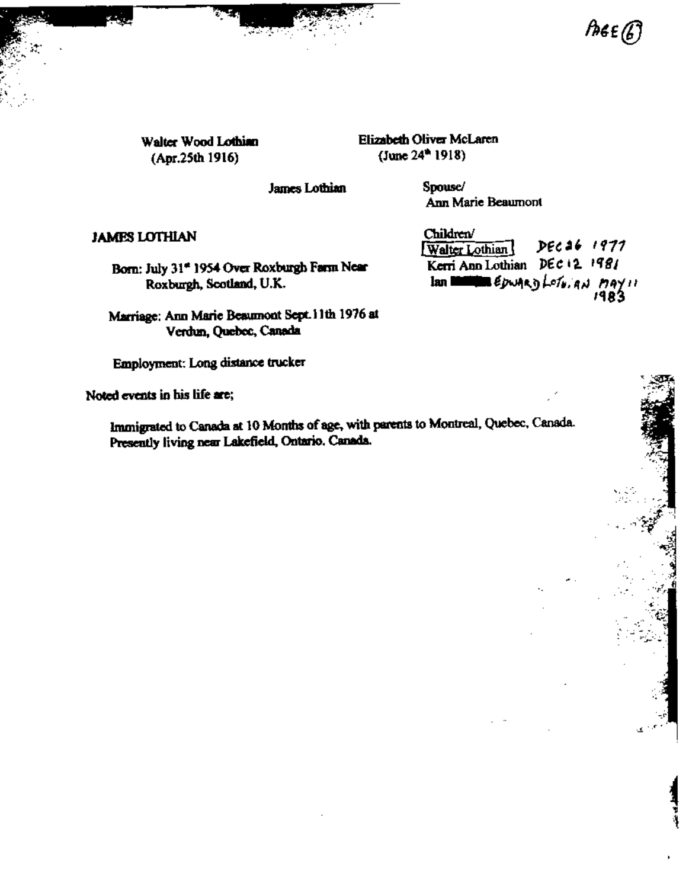Walter Wood Lothian
(Apr.25th 1916)

Elizabeth Oliver McLaren
(June 24th 1918)

James Lothian

Spouse/
Ann Marie Beaumont

## JAMES LOTHIAN

Children/
Walter Lothian DEC 26 1977
Kerri Ann Lothian DEC 12 1981
Ian EDWARD LOTHIAN MAY 11 1983

Born: July 31st 1954 Over Roxburgh Farm Near Roxburgh, Scotland, U.K.

Marriage: Ann Marie Beaumont Sept.11th 1976 at Verdun, Quebec, Canada

Employment: Long distance trucker

Noted events in his life are;

Immigrated to Canada at 10 Months of age, with parents to Montreal, Quebec, Canada. Presently living near Lakefield, Ontario. Canada.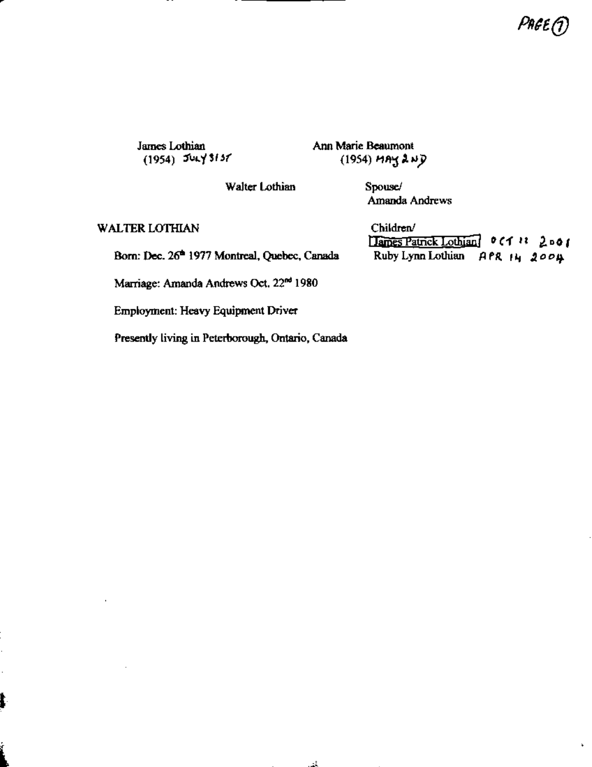James Lothian
(1954) JULY 31ST

Ann Marie Beaumont
(1954) MAY 2ND

Walter Lothian

Spouse/
Amanda Andrews

## WALTER LOTHIAN

Born: Dec. 26th 1977 Montreal, Quebec, Canada

Marriage: Amanda Andrews Oct. 22nd 1980

Employment: Heavy Equipment Driver

Presently living in Peterborough, Ontario, Canada

Children/
James Patrick Lothian OCT 11 2001
Ruby Lynn Lothian APR 14 2004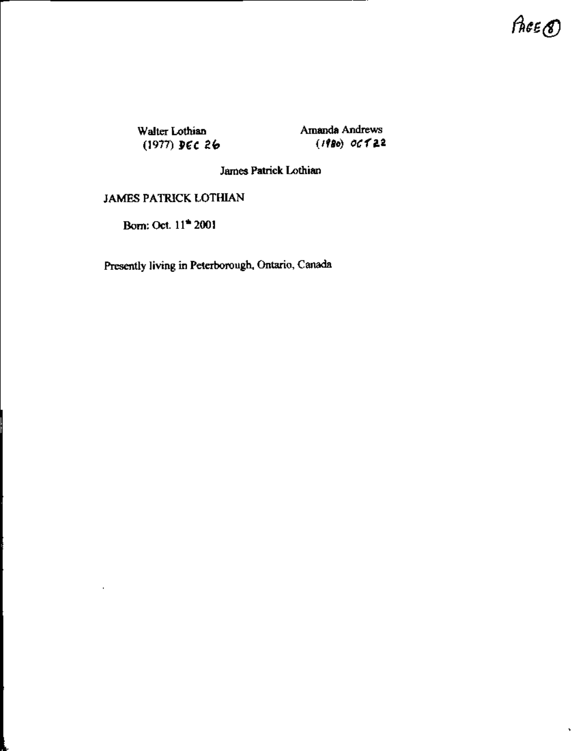Walter Lothian (1977) DEC 26 | Amanda Andrews (1980) OCT 22

James Patrick Lothian

JAMES PATRICK LOTHIAN

Born: Oct. 11th 2001

Presently living in Peterborough, Ontario, Canada